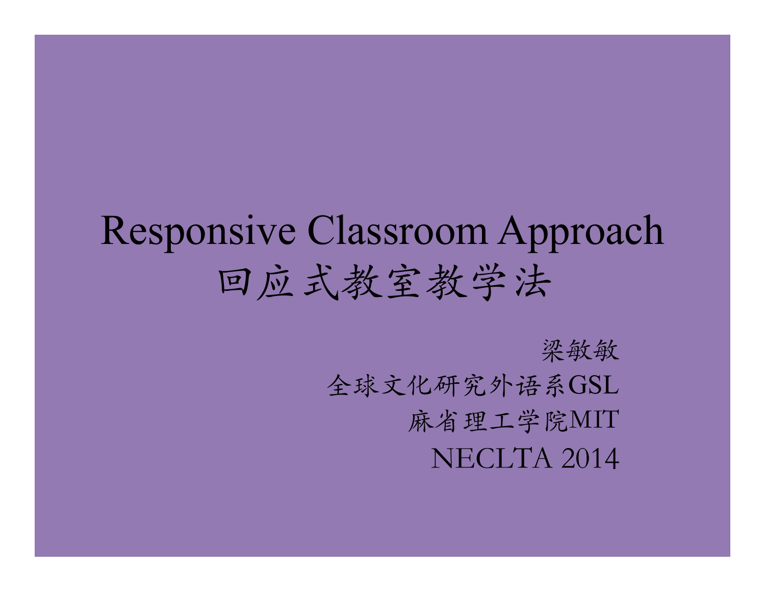# Responsive Classroom Approach
# 回应式教室教学法

梁敏敏

全球文化研究外语系GSL

麻省理工学院MIT

NECLTA 2014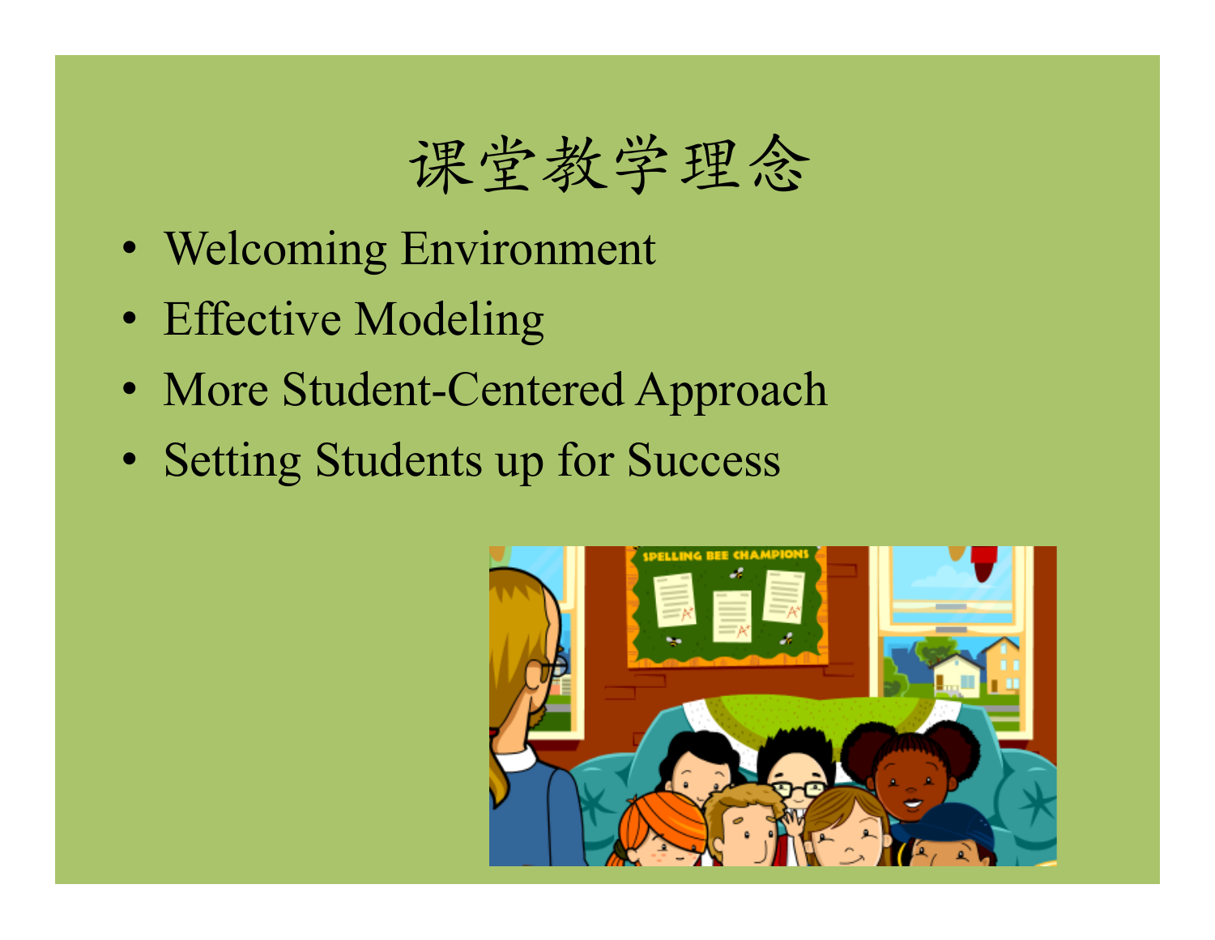# 课堂教学理念

- Welcoming Environment
- Effective Modeling
- More Student-Centered Approach
- Setting Students up for Success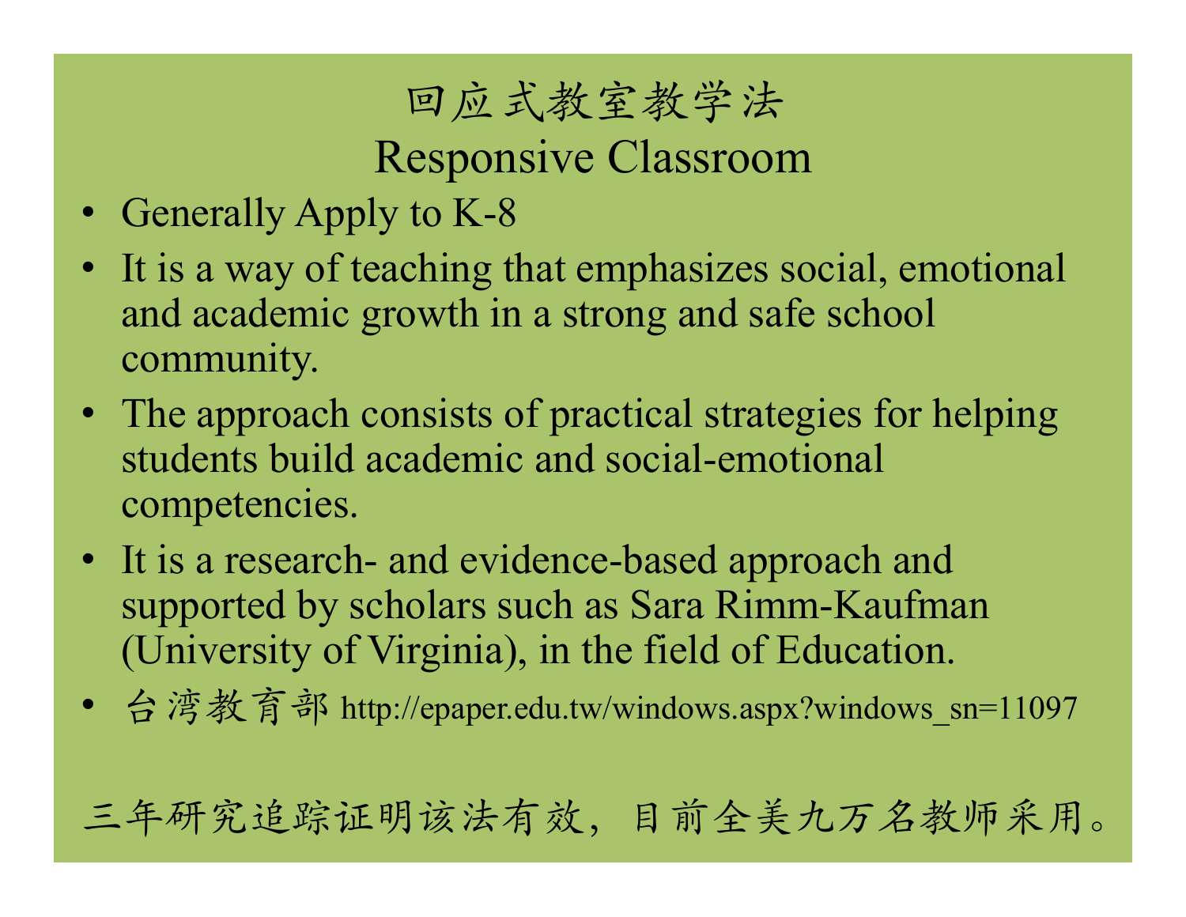# 回应式教室教学法
# Responsive Classroom

- Generally Apply to K-8
- It is a way of teaching that emphasizes social, emotional and academic growth in a strong and safe school community.
- The approach consists of practical strategies for helping students build academic and social-emotional competencies.
- It is a research- and evidence-based approach and supported by scholars such as Sara Rimm-Kaufman (University of Virginia), in the field of Education.
- 台湾教育部 http://epaper.edu.tw/windows.aspx?windows_sn=11097

三年研究追踪证明该法有效，目前全美九万名教师采用。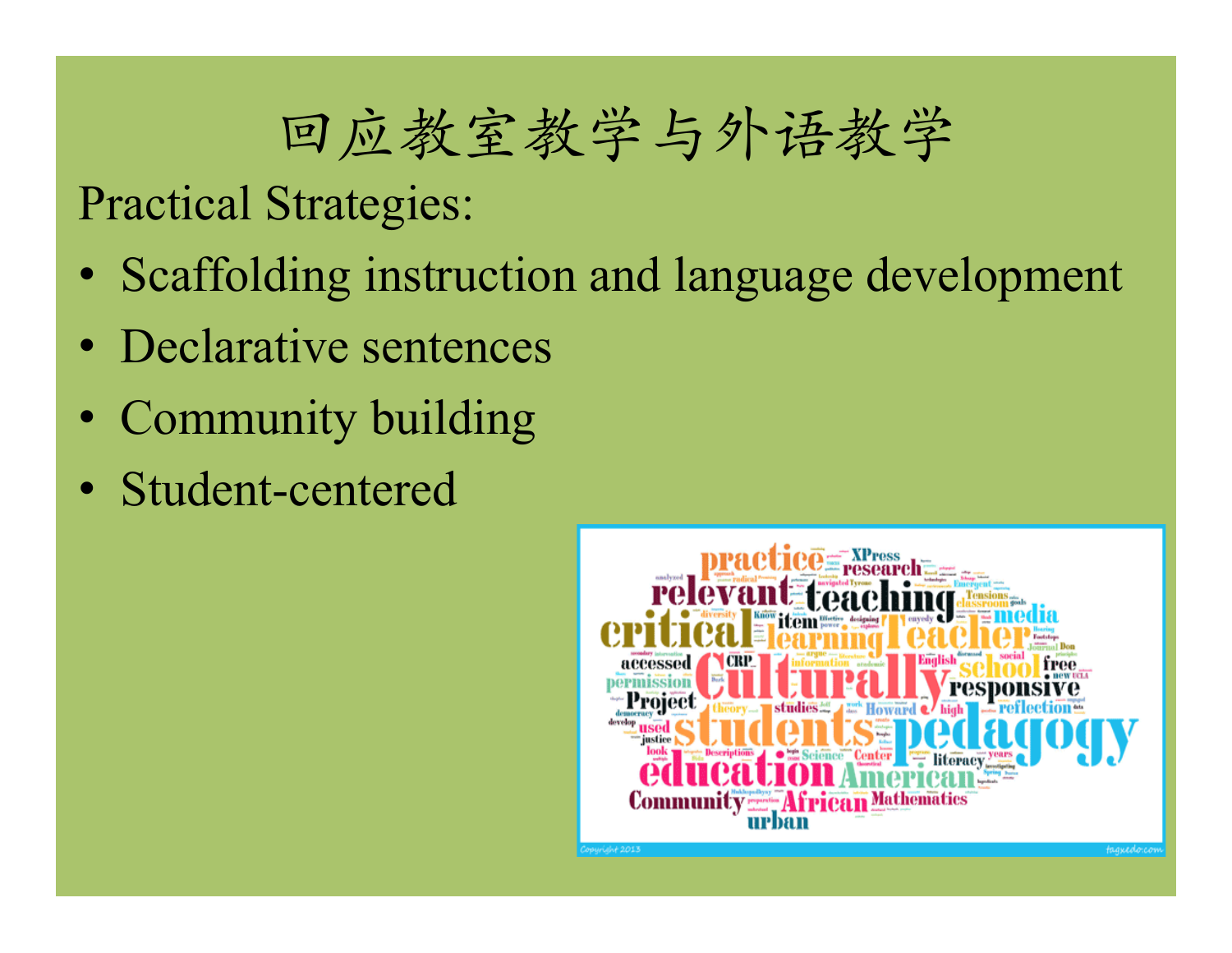# 回应教室教学与外语教学

Practical Strategies:

- Scaffolding instruction and language development
- Declarative sentences
- Community building
- Student-centered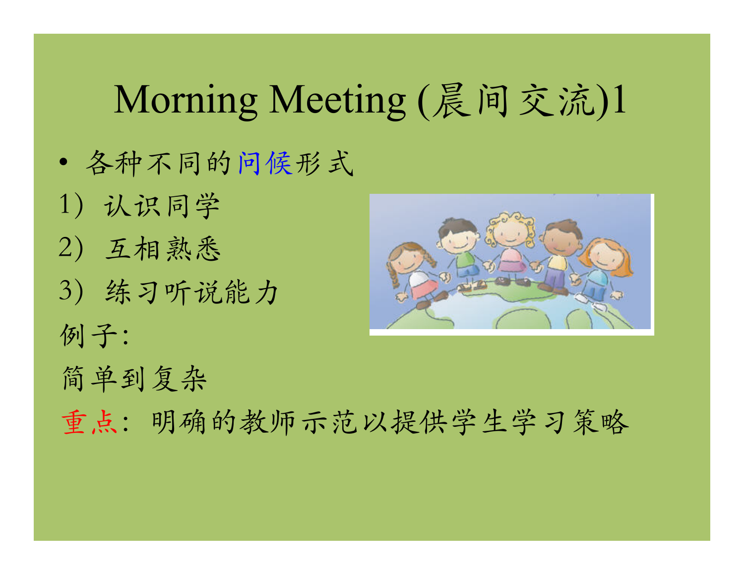# Morning Meeting (晨间交流)1

- 各种不同的问候形式

1）认识同学

2）互相熟悉

3）练习听说能力

例子:

简单到复杂

重点：明确的教师示范以提供学生学习策略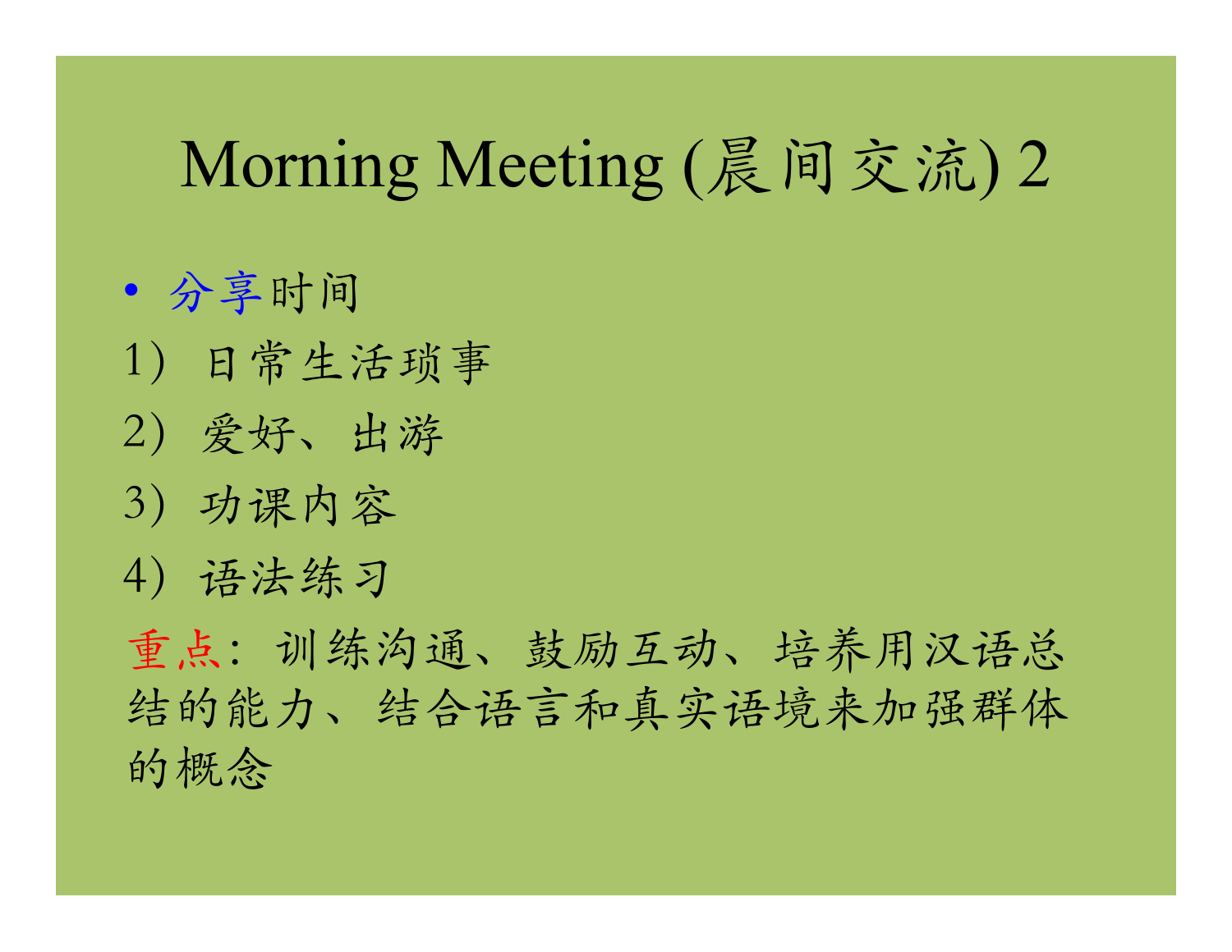# Morning Meeting (晨间交流) 2

- 分享时间

1）日常生活琐事

2）爱好、出游

3）功课内容

4）语法练习

重点：训练沟通、鼓励互动、培养用汉语总结的能力、结合语言和真实语境来加强群体的概念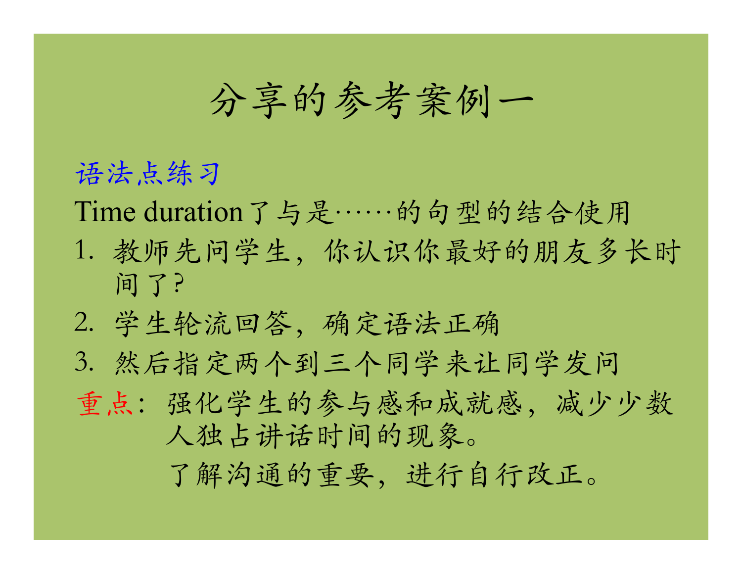# 分享的参考案例一

语法点练习

Time duration了与是……的句型的结合使用

1. 教师先问学生，你认识你最好的朋友多长时间了?
2. 学生轮流回答，确定语法正确
3. 然后指定两个到三个同学来让同学发问

重点：强化学生的参与感和成就感，减少少数人独占讲话时间的现象。

了解沟通的重要，进行自行改正。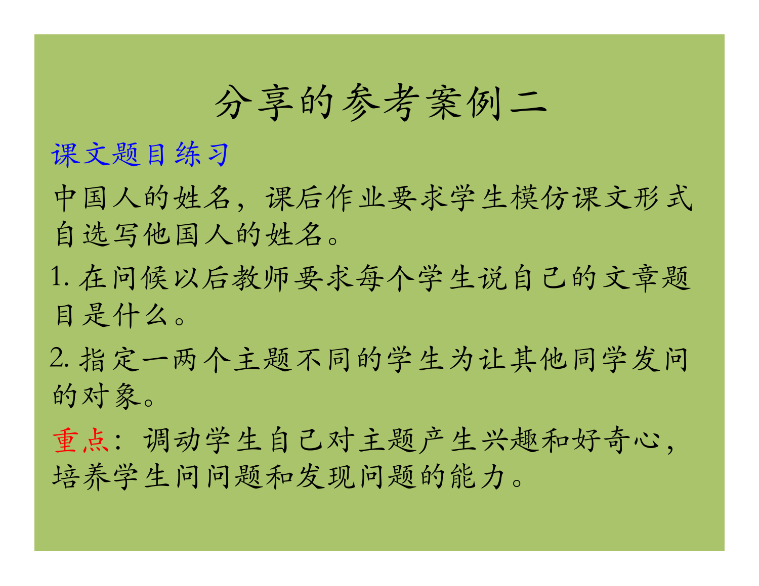# 分享的参考案例二

课文题目练习

中国人的姓名，课后作业要求学生模仿课文形式自选写他国人的姓名。

1. 在问候以后教师要求每个学生说自己的文章题目是什么。

2. 指定一两个主题不同的学生为让其他同学发问的对象。

重点：调动学生自己对主题产生兴趣和好奇心，培养学生问问题和发现问题的能力。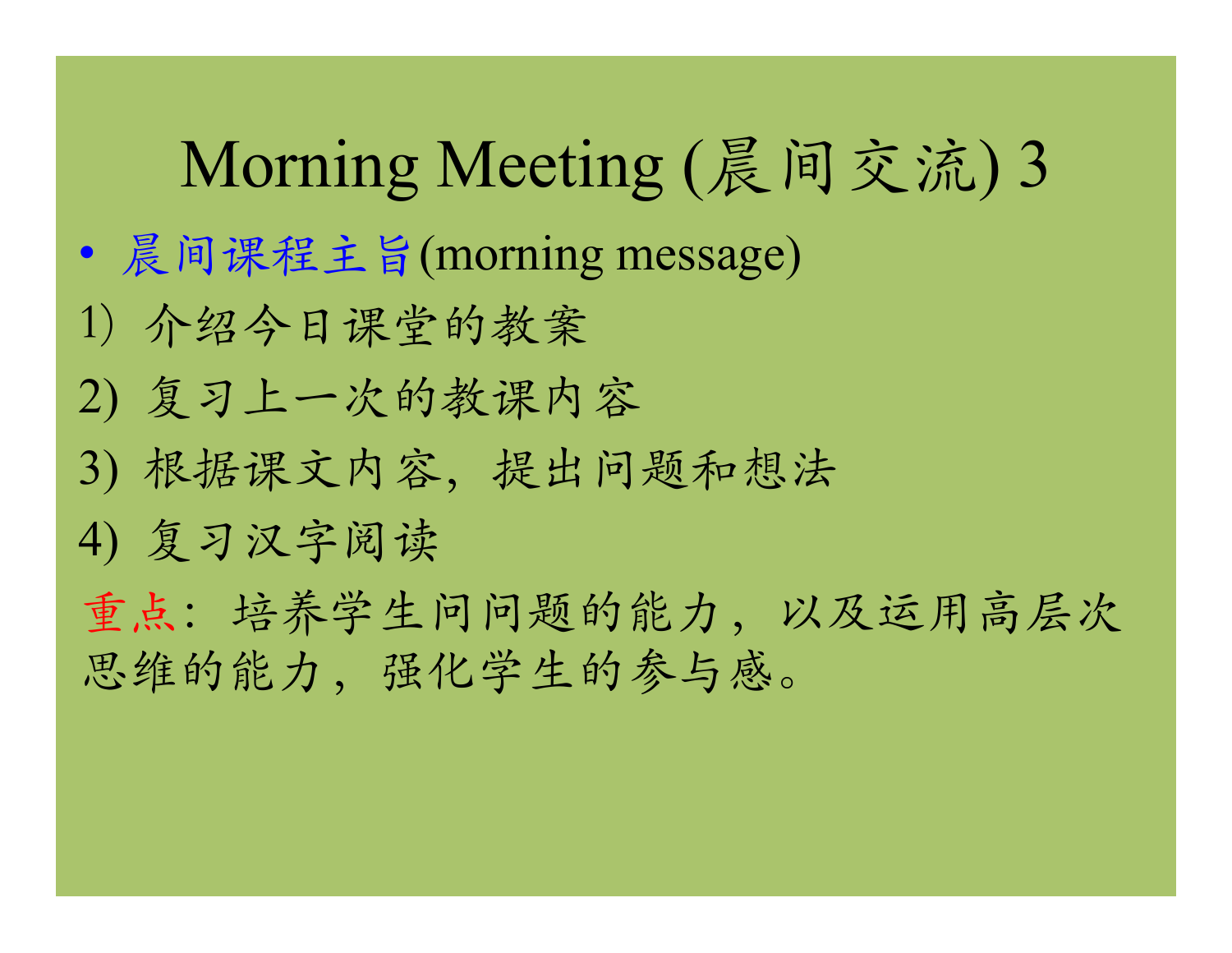# Morning Meeting (晨间交流) 3

- 晨间课程主旨(morning message)

1) 介绍今日课堂的教案

2) 复习上一次的教课内容

3) 根据课文内容，提出问题和想法

4) 复习汉字阅读

重点：培养学生问问题的能力，以及运用高层次思维的能力，强化学生的参与感。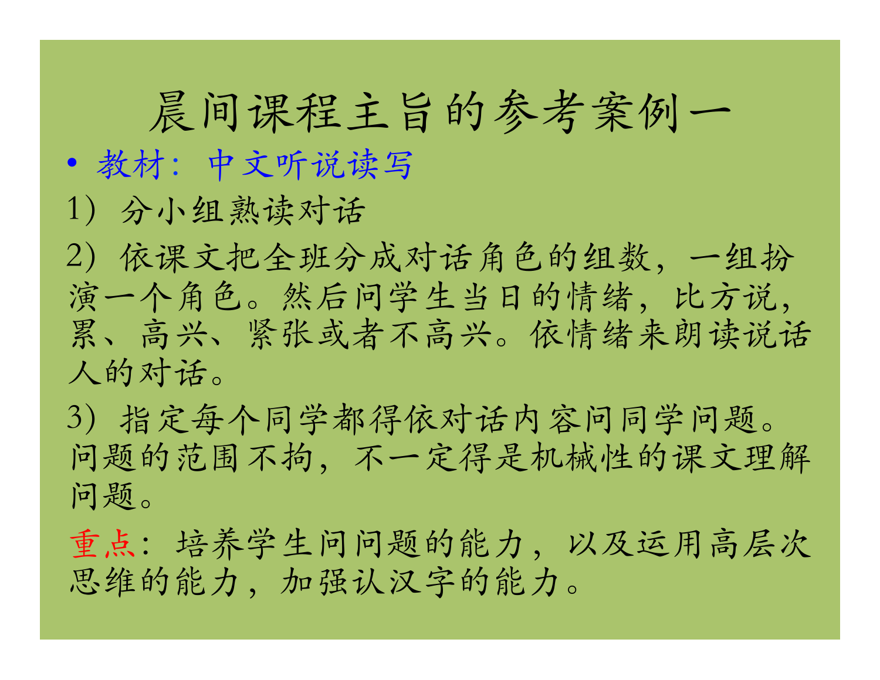# 晨间课程主旨的参考案例一

- 教材：中文听说读写

1）分小组熟读对话

2）依课文把全班分成对话角色的组数，一组扮演一个角色。然后问学生当日的情绪，比方说，累、高兴、紧张或者不高兴。依情绪来朗读说话人的对话。

3）指定每个同学都得依对话内容问同学问题。问题的范围不拘，不一定得是机械性的课文理解问题。

重点：培养学生问问题的能力，以及运用高层次思维的能力，加强认汉字的能力。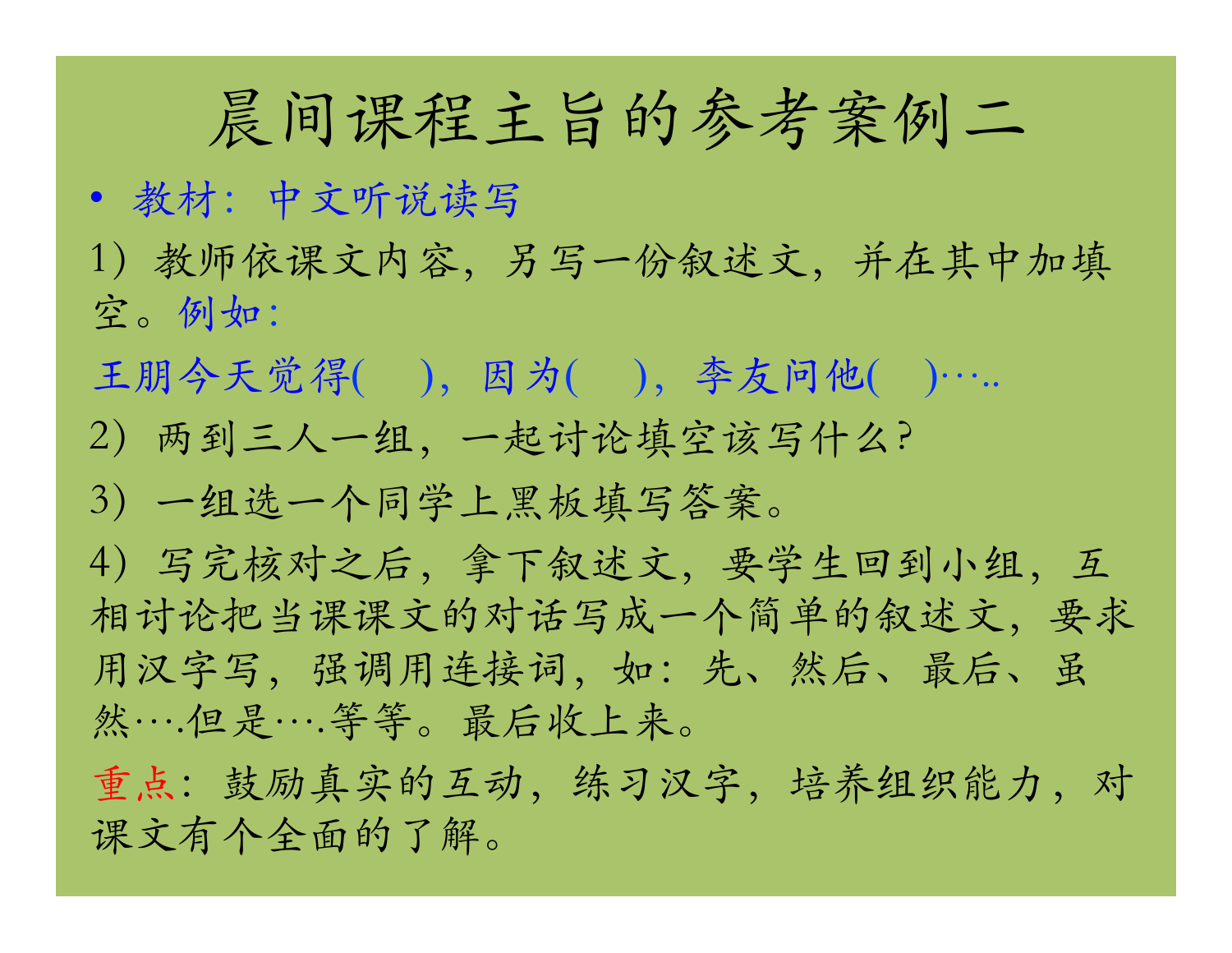# 晨间课程主旨的参考案例二

- 教材：中文听说读写

1）教师依课文内容，另写一份叙述文，并在其中加填空。例如：

王朋今天觉得(　　)，因为(　　)，李友问他(　　)…..

2）两到三人一组，一起讨论填空该写什么？

3）一组选一个同学上黑板填写答案。

4）写完核对之后，拿下叙述文，要学生回到小组，互相讨论把当课课文的对话写成一个简单的叙述文，要求用汉字写，强调用连接词，如：先、然后、最后、虽然….但是….等等。最后收上来。

重点：鼓励真实的互动，练习汉字，培养组织能力，对课文有个全面的了解。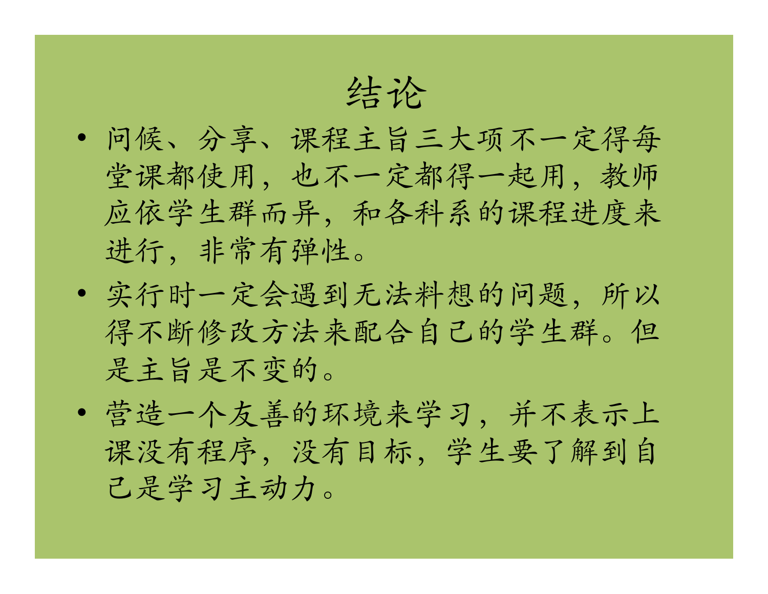# 结论

- 问候、分享、课程主旨三大项不一定得每堂课都使用，也不一定都得一起用，教师应依学生群而异，和各科系的课程进度来进行，非常有弹性。
- 实行时一定会遇到无法料想的问题，所以得不断修改方法来配合自己的学生群。但是主旨是不变的。
- 营造一个友善的环境来学习，并不表示上课没有程序，没有目标，学生要了解到自己是学习主动力。